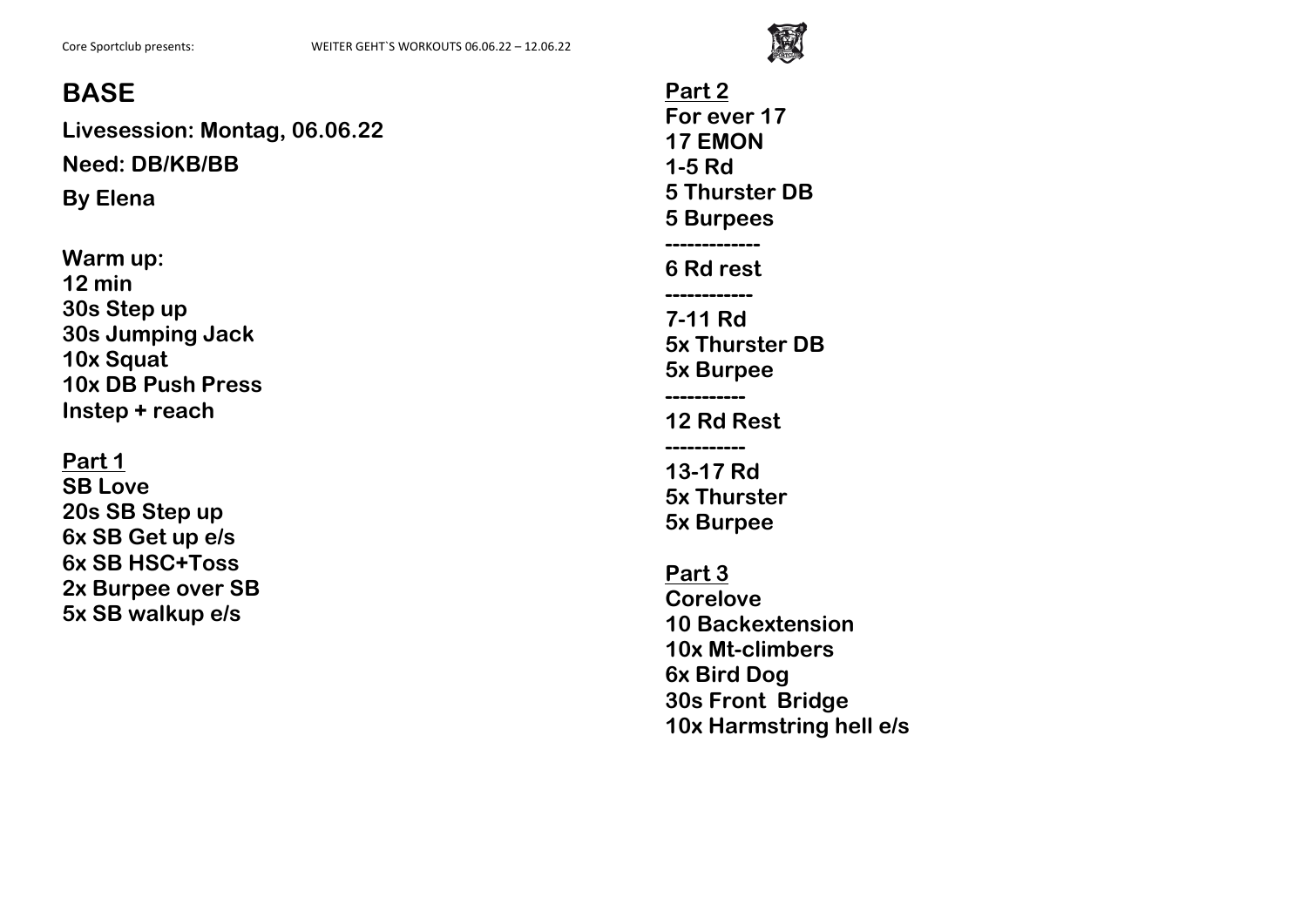# BASE

**Livesession: Montag, 06.06.22**

**Need: DB/KB/BB**

**By Elena**

**Warm up:**
**12 min**
**30s Step up**
**30s Jumping Jack**
**10x Squat**
**10x DB Push Press**
**Instep + reach**

**Part 1**
**SB Love**
**20s SB Step up**
**6x SB Get up e/s**
**6x SB HSC+Toss**
**2x Burpee over SB**
**5x SB walkup e/s**

**Part 2**
**For ever 17**
**17 EMON**
**1-5 Rd**
**5 Thurster DB**
**5 Burpees**
**-------------**
**6 Rd rest**
**------------**
**7-11 Rd**
**5x Thurster DB**
**5x Burpee**
**-----------**
**12 Rd Rest**
**-----------**
**13-17 Rd**
**5x Thurster**
**5x Burpee**

**Part 3**
**Corelove**
**10 Backextension**
**10x Mt-climbers**
**6x Bird Dog**
**30s Front Bridge**
**10x Harmstring hell e/s**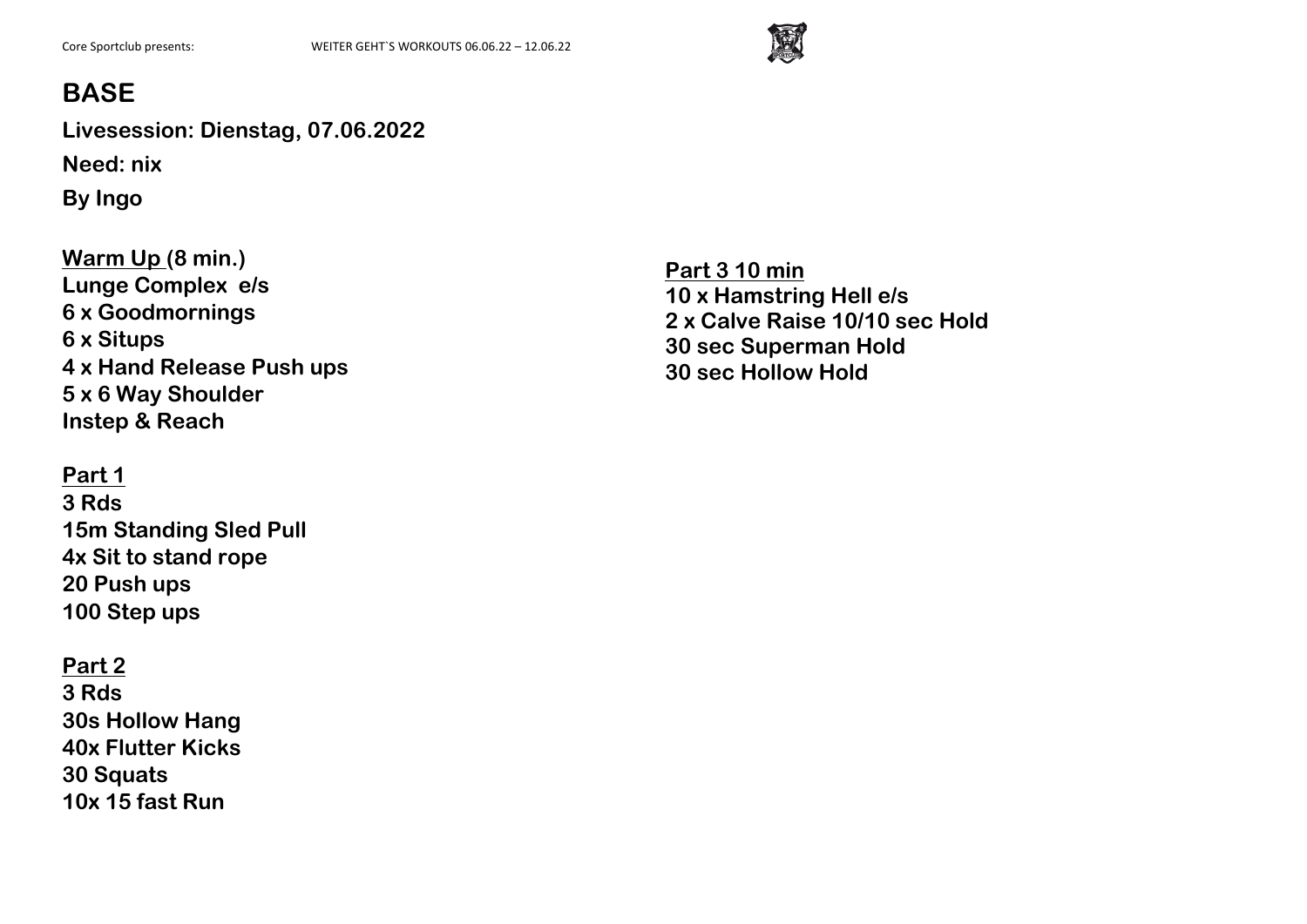# BASE

**Livesession: Dienstag, 07.06.2022**

**Need: nix**

**By Ingo**

**Warm Up (8 min.)**
**Lunge Complex e/s**
**6 x Goodmornings**
**6 x Situps**
**4 x Hand Release Push ups**
**5 x 6 Way Shoulder**
**Instep & Reach**

**Part 1**
**3 Rds**
**15m Standing Sled Pull**
**4x Sit to stand rope**
**20 Push ups**
**100 Step ups**

**Part 2**
**3 Rds**
**30s Hollow Hang**
**40x Flutter Kicks**
**30 Squats**
**10x 15 fast Run**

**Part 3 10 min**
**10 x Hamstring Hell e/s**
**2 x Calve Raise 10/10 sec Hold**
**30 sec Superman Hold**
**30 sec Hollow Hold**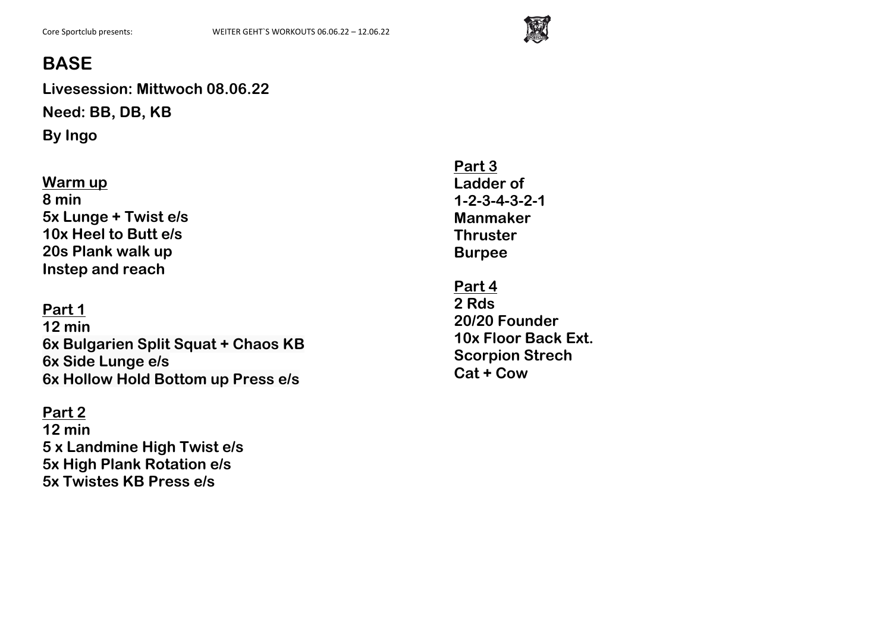# BASE

**Livesession: Mittwoch 08.06.22**

**Need: BB, DB, KB**

**By Ingo**

**Warm up**
**8 min**
**5x Lunge + Twist e/s**
**10x Heel to Butt e/s**
**20s Plank walk up**
**Instep and reach**

**Part 1**
**12 min**
**6x Bulgarien Split Squat + Chaos KB**
**6x Side Lunge e/s**
**6x Hollow Hold Bottom up Press e/s**

**Part 2**
**12 min**
**5 x Landmine High Twist e/s**
**5x High Plank Rotation e/s**
**5x Twistes KB Press e/s**

**Part 3**
**Ladder of**
**1-2-3-4-3-2-1**
**Manmaker**
**Thruster**
**Burpee**

**Part 4**
**2 Rds**
**20/20 Founder**
**10x Floor Back Ext.**
**Scorpion Strech**
**Cat + Cow**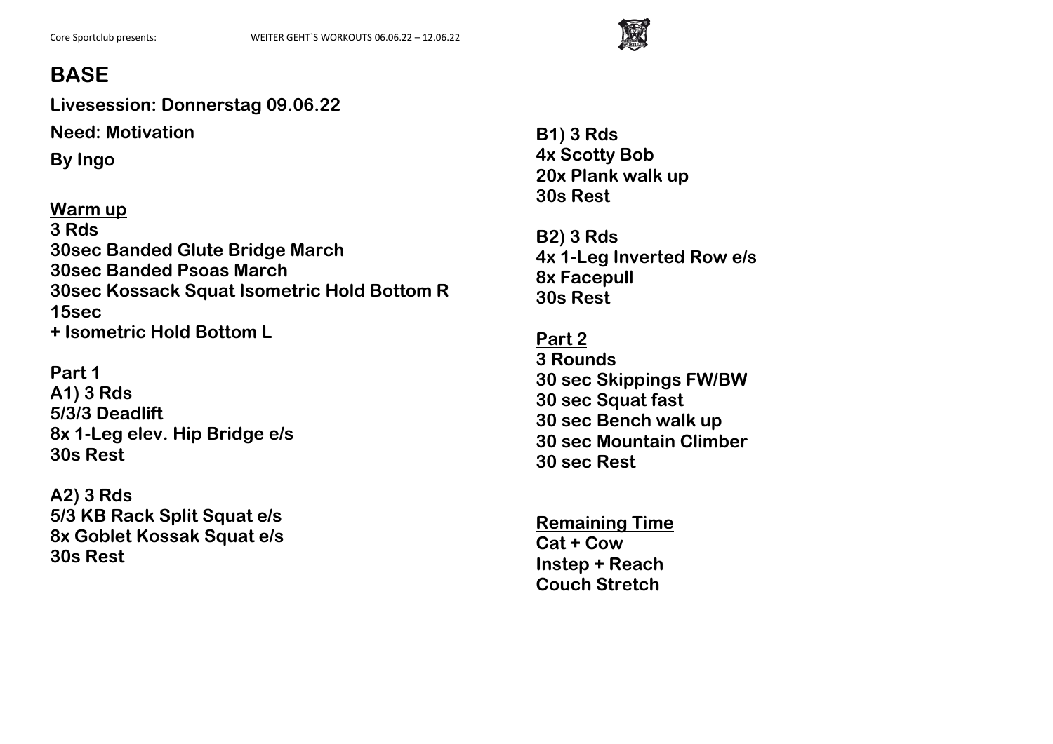# BASE

**Livesession: Donnerstag 09.06.22**

**Need: Motivation**

**By Ingo**

**Warm up**
**3 Rds**
**30sec Banded Glute Bridge March**
**30sec Banded Psoas March**
**30sec Kossack Squat Isometric Hold Bottom R 15sec**
**+ Isometric Hold Bottom L**

**Part 1**
**A1) 3 Rds**
**5/3/3 Deadlift**
**8x 1-Leg elev. Hip Bridge e/s**
**30s Rest**

**A2) 3 Rds**
**5/3 KB Rack Split Squat e/s**
**8x Goblet Kossak Squat e/s**
**30s Rest**

**B1) 3 Rds**
**4x Scotty Bob**
**20x Plank walk up**
**30s Rest**

**B2) 3 Rds**
**4x 1-Leg Inverted Row e/s**
**8x Facepull**
**30s Rest**

**Part 2**
**3 Rounds**
**30 sec Skippings FW/BW**
**30 sec Squat fast**
**30 sec Bench walk up**
**30 sec Mountain Climber**
**30 sec Rest**

**Remaining Time**
**Cat + Cow**
**Instep + Reach**
**Couch Stretch**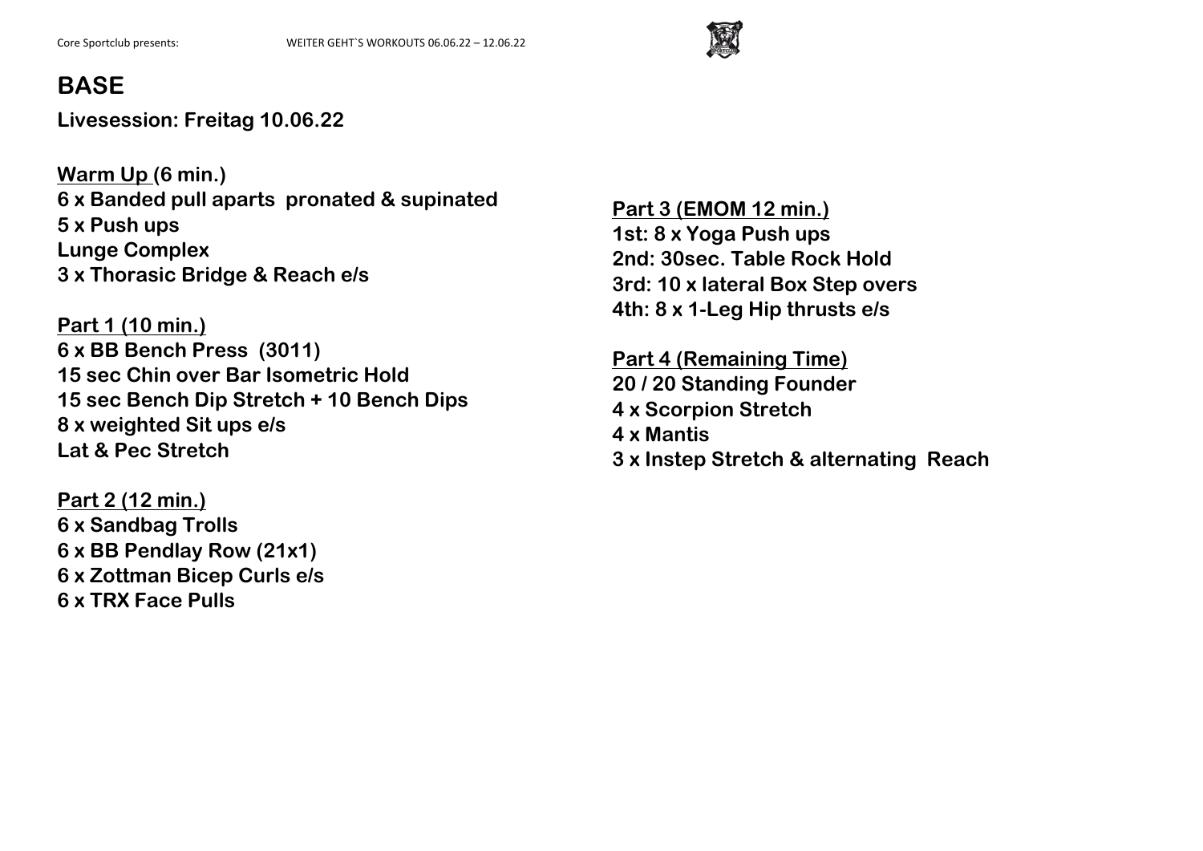# BASE

**Livesession: Freitag 10.06.22**

**Warm Up (6 min.)**
**6 x Banded pull aparts pronated & supinated**
**5 x Push ups**
**Lunge Complex**
**3 x Thorasic Bridge & Reach e/s**

**Part 1 (10 min.)**
**6 x BB Bench Press (3011)**
**15 sec Chin over Bar Isometric Hold**
**15 sec Bench Dip Stretch + 10 Bench Dips**
**8 x weighted Sit ups e/s**
**Lat & Pec Stretch**

**Part 2 (12 min.)**
**6 x Sandbag Trolls**
**6 x BB Pendlay Row (21x1)**
**6 x Zottman Bicep Curls e/s**
**6 x TRX Face Pulls**

**Part 3 (EMOM 12 min.)**
**1st: 8 x Yoga Push ups**
**2nd: 30sec. Table Rock Hold**
**3rd: 10 x lateral Box Step overs**
**4th: 8 x 1-Leg Hip thrusts e/s**

**Part 4 (Remaining Time)**
**20 / 20 Standing Founder**
**4 x Scorpion Stretch**
**4 x Mantis**
**3 x Instep Stretch & alternating Reach**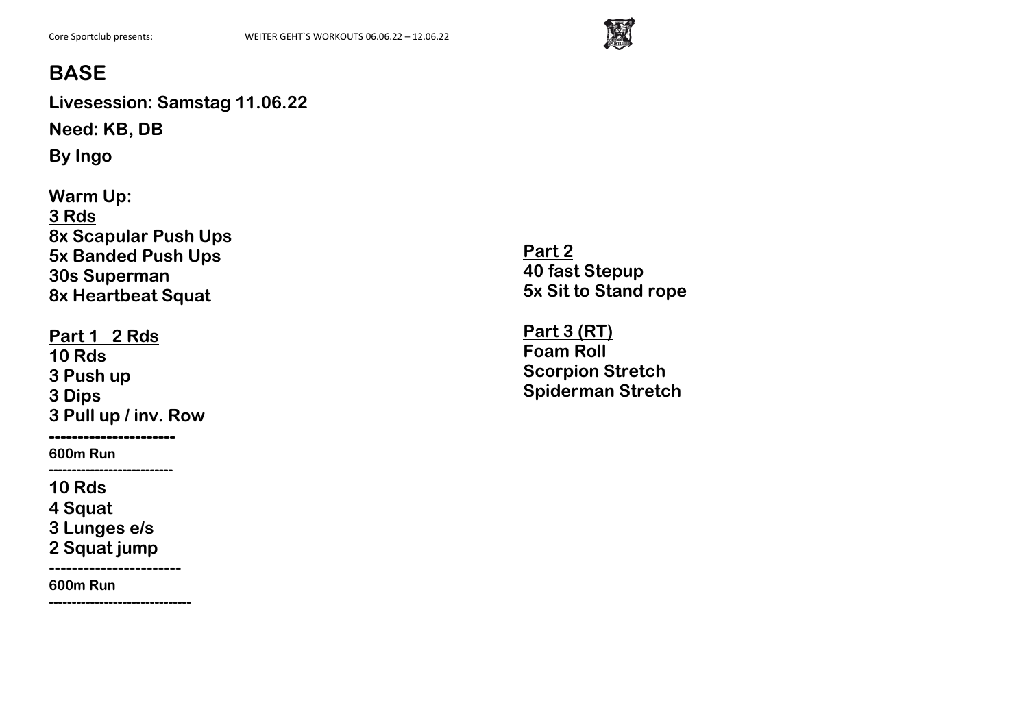# BASE

**Livesession: Samstag 11.06.22**

**Need: KB, DB**

**By Ingo**

**Warm Up:**
**3 Rds**
**8x Scapular Push Ups**
**5x Banded Push Ups**
**30s Superman**
**8x Heartbeat Squat**

**Part 1 2 Rds**
**10 Rds**
**3 Push up**
**3 Dips**
**3 Pull up / inv. Row**
**----------------------**
**600m Run**
**--------------------------**
**10 Rds**
**4 Squat**
**3 Lunges e/s**
**2 Squat jump**
**-----------------------**
**600m Run**
**------------------------------**

**Part 2**
**40 fast Stepup**
**5x Sit to Stand rope**

**Part 3 (RT)**
**Foam Roll**
**Scorpion Stretch**
**Spiderman Stretch**